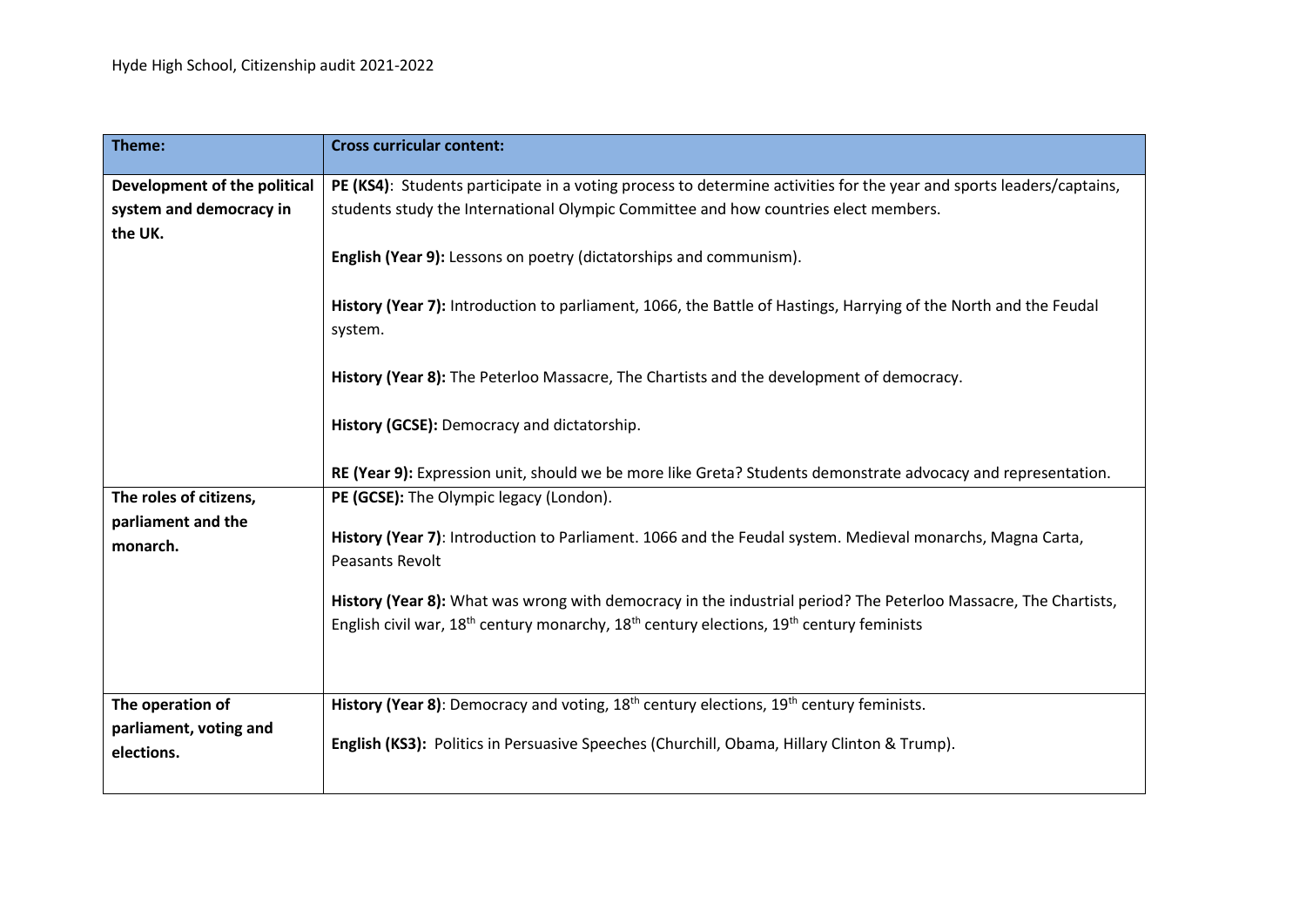Hyde High School, Citizenship audit 2021-2022

| Theme: | Cross curricular content: |
|---|---|
| **Development of the political system and democracy in the UK.** | **PE (KS4)**: Students participate in a voting process to determine activities for the year and sports leaders/captains, students study the International Olympic Committee and how countries elect members.<br><br>**English (Year 9):** Lessons on poetry (dictatorships and communism).<br><br>**History (Year 7):** Introduction to parliament, 1066, the Battle of Hastings, Harrying of the North and the Feudal system.<br><br>**History (Year 8):** The Peterloo Massacre, The Chartists and the development of democracy.<br><br>**History (GCSE):** Democracy and dictatorship.<br><br>**RE (Year 9):** Expression unit, should we be more like Greta? Students demonstrate advocacy and representation. |
| **The roles of citizens, parliament and the monarch.** | **PE (GCSE):** The Olympic legacy (London).<br><br>**History (Year 7)**: Introduction to Parliament. 1066 and the Feudal system. Medieval monarchs, Magna Carta, Peasants Revolt<br><br>**History (Year 8):** What was wrong with democracy in the industrial period? The Peterloo Massacre, The Chartists, English civil war, 18th century monarchy, 18th century elections, 19th century feminists |
| **The operation of parliament, voting and elections.** | **History (Year 8)**: Democracy and voting, 18th century elections, 19th century feminists.<br><br>**English (KS3):** Politics in Persuasive Speeches (Churchill, Obama, Hillary Clinton & Trump). |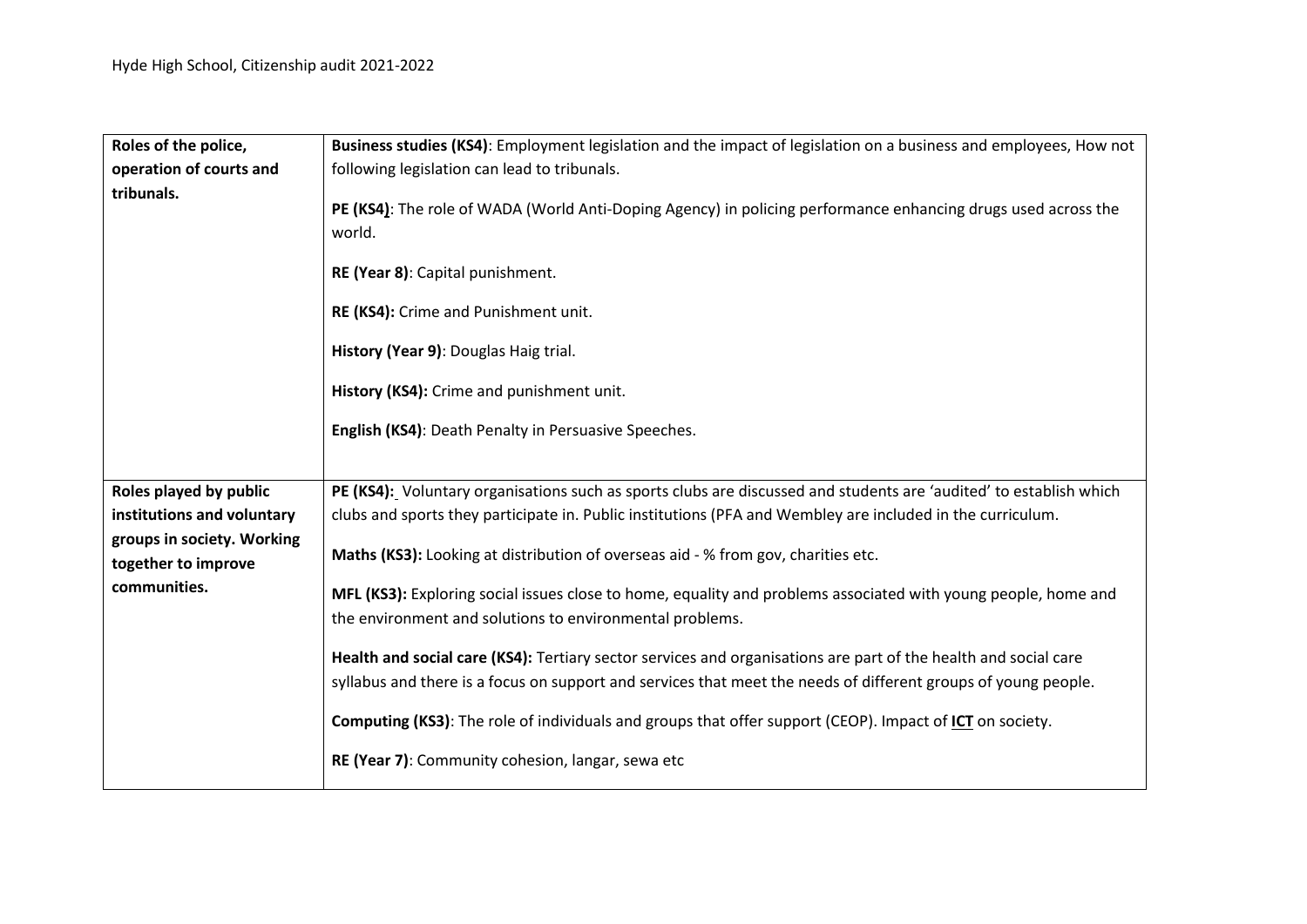| Roles of the police, operation of courts and tribunals. | **Business studies (KS4)**: Employment legislation and the impact of legislation on a business and employees, How not following legislation can lead to tribunals.<br><br>**PE (KS4)**: The role of WADA (World Anti-Doping Agency) in policing performance enhancing drugs used across the world.<br><br>**RE (Year 8)**: Capital punishment.<br><br>**RE (KS4):** Crime and Punishment unit.<br><br>**History (Year 9)**: Douglas Haig trial.<br><br>**History (KS4):** Crime and punishment unit.<br><br>**English (KS4)**: Death Penalty in Persuasive Speeches. |
|---|---|
| **Roles played by public institutions and voluntary groups in society. Working together to improve communities.** | **PE (KS4):** Voluntary organisations such as sports clubs are discussed and students are 'audited' to establish which clubs and sports they participate in. Public institutions (PFA and Wembley are included in the curriculum.<br><br>**Maths (KS3):** Looking at distribution of overseas aid - % from gov, charities etc.<br><br>**MFL (KS3):** Exploring social issues close to home, equality and problems associated with young people, home and the environment and solutions to environmental problems.<br><br>**Health and social care (KS4):** Tertiary sector services and organisations are part of the health and social care syllabus and there is a focus on support and services that meet the needs of different groups of young people.<br><br>**Computing (KS3)**: The role of individuals and groups that offer support (CEOP). Impact of **ICT** on society.<br><br>**RE (Year 7)**: Community cohesion, langar, sewa etc |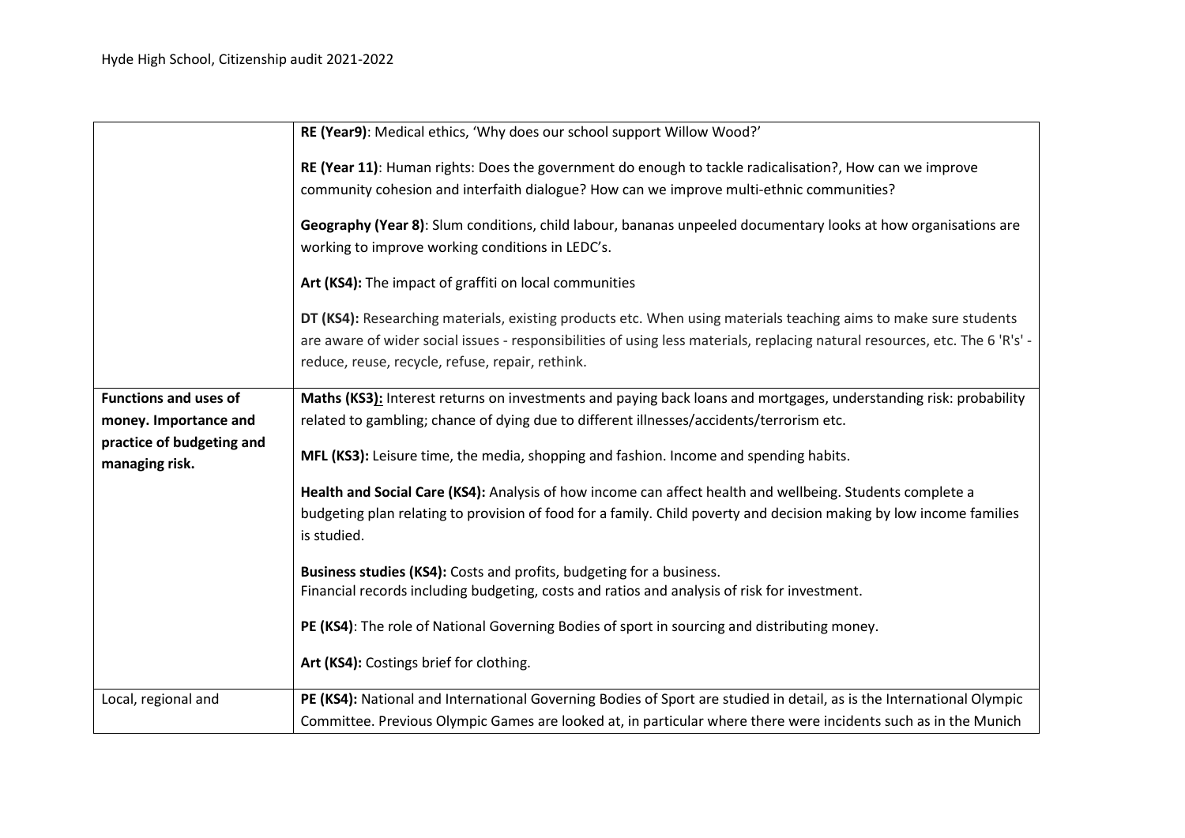| | |
|---|---|
| | **RE (Year9)**: Medical ethics, 'Why does our school support Willow Wood?'<br><br>**RE (Year 11)**: Human rights: Does the government do enough to tackle radicalisation?, How can we improve community cohesion and interfaith dialogue? How can we improve multi-ethnic communities?<br><br>**Geography (Year 8)**: Slum conditions, child labour, bananas unpeeled documentary looks at how organisations are working to improve working conditions in LEDC's.<br><br>**Art (KS4):** The impact of graffiti on local communities<br><br>**DT (KS4):** Researching materials, existing products etc. When using materials teaching aims to make sure students are aware of wider social issues - responsibilities of using less materials, replacing natural resources, etc. The 6 'R's' - reduce, reuse, recycle, refuse, repair, rethink. |
| **Functions and uses of money. Importance and practice of budgeting and managing risk.** | **Maths (KS3):** Interest returns on investments and paying back loans and mortgages, understanding risk: probability related to gambling; chance of dying due to different illnesses/accidents/terrorism etc.<br><br>**MFL (KS3):** Leisure time, the media, shopping and fashion. Income and spending habits.<br><br>**Health and Social Care (KS4):** Analysis of how income can affect health and wellbeing. Students complete a budgeting plan relating to provision of food for a family. Child poverty and decision making by low income families is studied.<br><br>**Business studies (KS4):** Costs and profits, budgeting for a business.<br>Financial records including budgeting, costs and ratios and analysis of risk for investment.<br><br>**PE (KS4)**: The role of National Governing Bodies of sport in sourcing and distributing money.<br><br>**Art (KS4):** Costings brief for clothing. |
| Local, regional and | **PE (KS4):** National and International Governing Bodies of Sport are studied in detail, as is the International Olympic Committee. Previous Olympic Games are looked at, in particular where there were incidents such as in the Munich |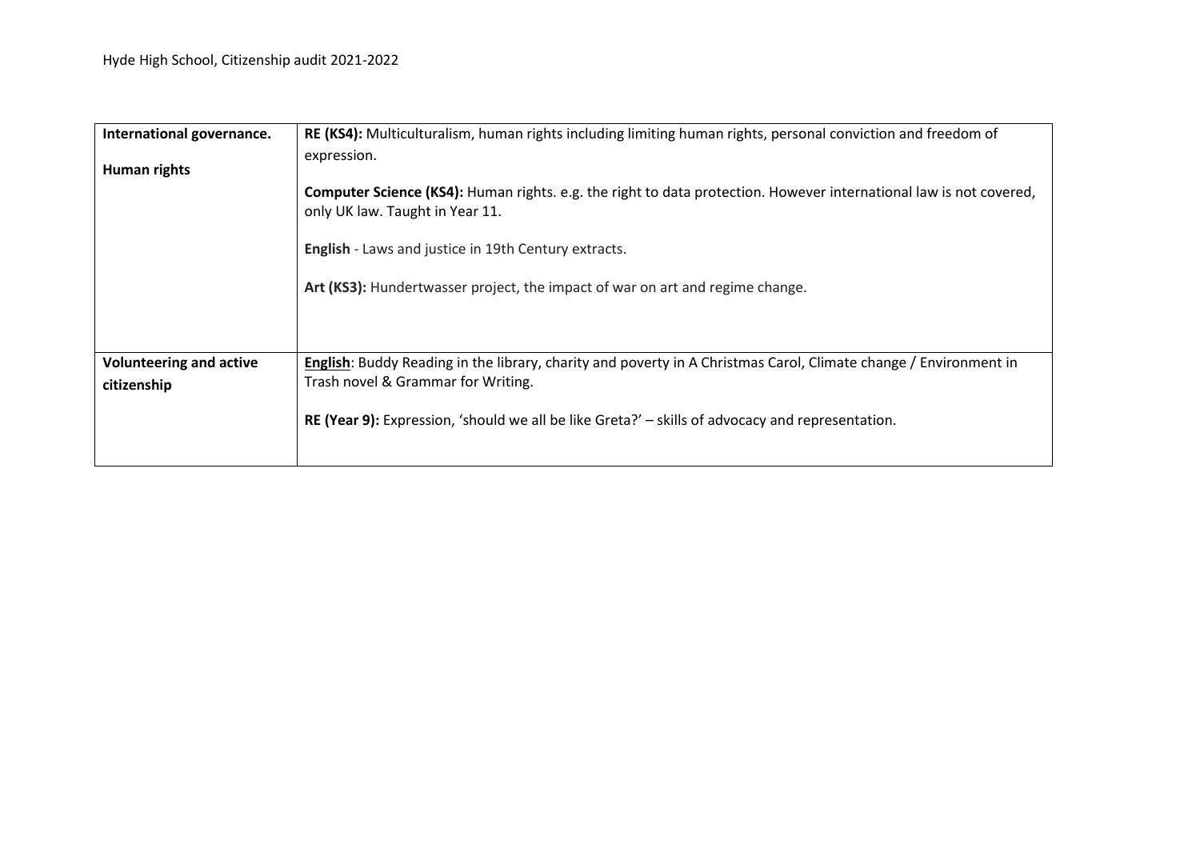| | |
|---|---|
| **International governance.**<br><br>**Human rights** | **RE (KS4):** Multiculturalism, human rights including limiting human rights, personal conviction and freedom of expression.<br><br>**Computer Science (KS4):** Human rights. e.g. the right to data protection. However international law is not covered, only UK law. Taught in Year 11.<br><br>**English** - Laws and justice in 19th Century extracts.<br><br>**Art (KS3):** Hundertwasser project, the impact of war on art and regime change. |
| **Volunteering and active citizenship** | **English**: Buddy Reading in the library, charity and poverty in A Christmas Carol, Climate change / Environment in Trash novel & Grammar for Writing.<br><br>**RE (Year 9):** Expression, 'should we all be like Greta?' – skills of advocacy and representation. |